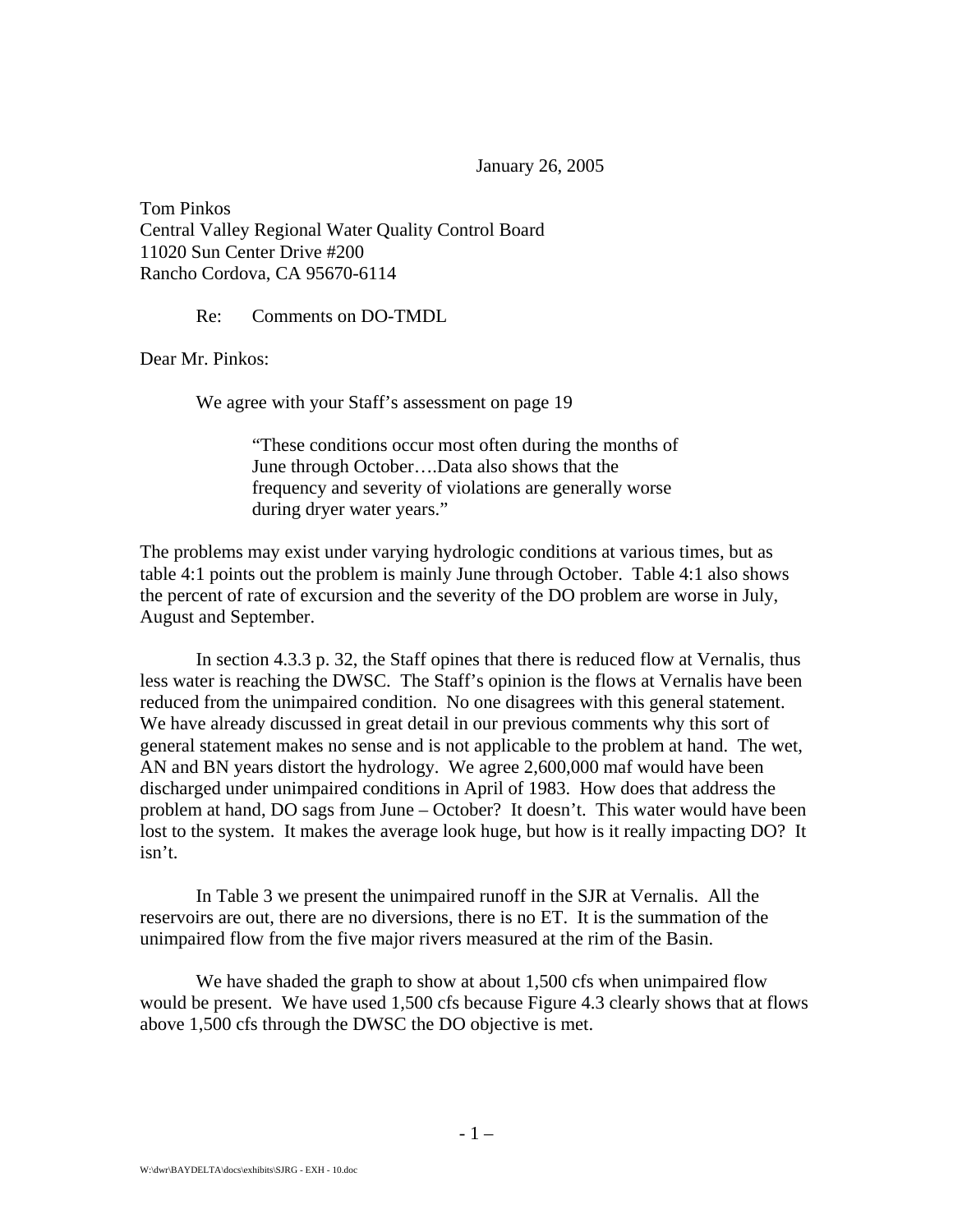January 26, 2005

Tom Pinkos
Central Valley Regional Water Quality Control Board
11020 Sun Center Drive #200
Rancho Cordova, CA 95670-6114

Re: Comments on DO-TMDL

Dear Mr. Pinkos:

We agree with your Staff's assessment on page 19

> "These conditions occur most often during the months of June through October….Data also shows that the frequency and severity of violations are generally worse during dryer water years."

The problems may exist under varying hydrologic conditions at various times, but as table 4:1 points out the problem is mainly June through October. Table 4:1 also shows the percent of rate of excursion and the severity of the DO problem are worse in July, August and September.

In section 4.3.3 p. 32, the Staff opines that there is reduced flow at Vernalis, thus less water is reaching the DWSC. The Staff's opinion is the flows at Vernalis have been reduced from the unimpaired condition. No one disagrees with this general statement. We have already discussed in great detail in our previous comments why this sort of general statement makes no sense and is not applicable to the problem at hand. The wet, AN and BN years distort the hydrology. We agree 2,600,000 maf would have been discharged under unimpaired conditions in April of 1983. How does that address the problem at hand, DO sags from June – October? It doesn't. This water would have been lost to the system. It makes the average look huge, but how is it really impacting DO? It isn't.

In Table 3 we present the unimpaired runoff in the SJR at Vernalis. All the reservoirs are out, there are no diversions, there is no ET. It is the summation of the unimpaired flow from the five major rivers measured at the rim of the Basin.

We have shaded the graph to show at about 1,500 cfs when unimpaired flow would be present. We have used 1,500 cfs because Figure 4.3 clearly shows that at flows above 1,500 cfs through the DWSC the DO objective is met.

W:\dwr\BAYDELTA\docs\exhibits\SJRG - EXH - 10.doc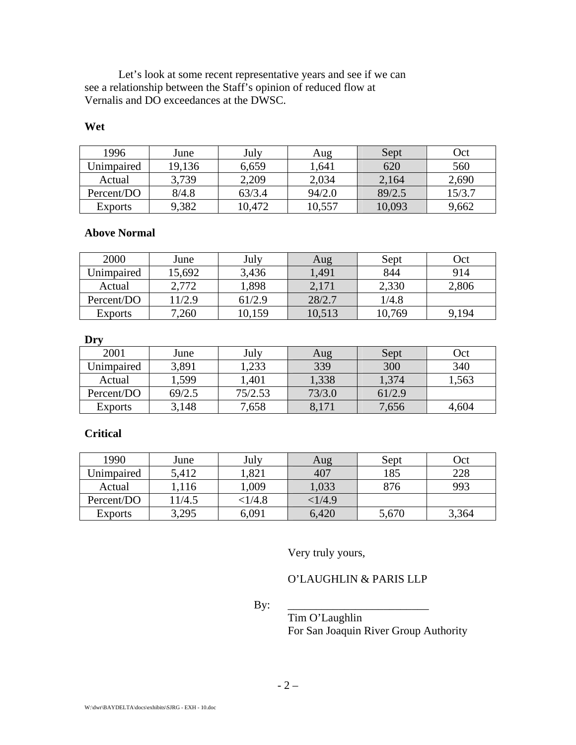Let's look at some recent representative years and see if we can see a relationship between the Staff's opinion of reduced flow at Vernalis and DO exceedances at the DWSC.

**Wet**

| 1996 | June | July | Aug | Sept | Oct |
|---|---|---|---|---|---|
| Unimpaired | 19,136 | 6,659 | 1,641 | 620 | 560 |
| Actual | 3,739 | 2,209 | 2,034 | 2,164 | 2,690 |
| Percent/DO | 8/4.8 | 63/3.4 | 94/2.0 | 89/2.5 | 15/3.7 |
| Exports | 9,382 | 10,472 | 10,557 | 10,093 | 9,662 |

**Above Normal**

| 2000 | June | July | Aug | Sept | Oct |
|---|---|---|---|---|---|
| Unimpaired | 15,692 | 3,436 | 1,491 | 844 | 914 |
| Actual | 2,772 | 1,898 | 2,171 | 2,330 | 2,806 |
| Percent/DO | 11/2.9 | 61/2.9 | 28/2.7 | 1/4.8 | |
| Exports | 7,260 | 10,159 | 10,513 | 10,769 | 9,194 |

**Dry**

| 2001 | June | July | Aug | Sept | Oct |
|---|---|---|---|---|---|
| Unimpaired | 3,891 | 1,233 | 339 | 300 | 340 |
| Actual | 1,599 | 1,401 | 1,338 | 1,374 | 1,563 |
| Percent/DO | 69/2.5 | 75/2.53 | 73/3.0 | 61/2.9 | |
| Exports | 3,148 | 7,658 | 8,171 | 7,656 | 4,604 |

**Critical**

| 1990 | June | July | Aug | Sept | Oct |
|---|---|---|---|---|---|
| Unimpaired | 5,412 | 1,821 | 407 | 185 | 228 |
| Actual | 1,116 | 1,009 | 1,033 | 876 | 993 |
| Percent/DO | 11/4.5 | <1/4.8 | <1/4.9 | | |
| Exports | 3,295 | 6,091 | 6,420 | 5,670 | 3,364 |

Very truly yours,

O'LAUGHLIN & PARIS LLP

By: \_\_\_\_\_\_\_\_\_\_\_\_\_\_\_\_\_\_\_\_\_\_\_\_\_

Tim O'Laughlin
For San Joaquin River Group Authority

W:\dwr\BAYDELTA\docs\exhibits\SJRG - EXH - 10.doc